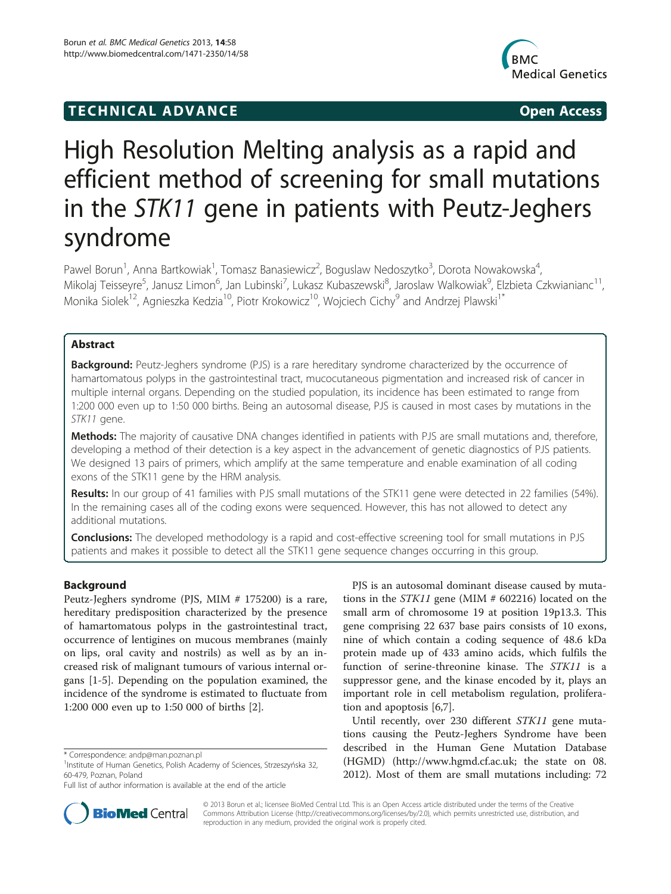TECHNICAL ADVANCE Open Access

# High Resolution Melting analysis as a rapid and efficient method of screening for small mutations in the *STK11* gene in patients with Peutz-Jeghers syndrome

Pawel Borun[1], Anna Bartkowiak[1], Tomasz Banasiewicz[2], Boguslaw Nedoszytko[3], Dorota Nowakowska[4], Mikolaj Teisseyre[5], Janusz Limon[6], Jan Lubinski[7], Lukasz Kubaszewski[8], Jaroslaw Walkowiak[9], Elzbieta Czkwianianc[11], Monika Siolek[12], Agnieszka Kedzia[10], Piotr Krokowicz[10], Wojciech Cichy[9] and Andrzej Plawski[1*]

## Abstract

**Background:** Peutz-Jeghers syndrome (PJS) is a rare hereditary syndrome characterized by the occurrence of hamartomatous polyps in the gastrointestinal tract, mucocutaneous pigmentation and increased risk of cancer in multiple internal organs. Depending on the studied population, its incidence has been estimated to range from 1:200 000 even up to 1:50 000 births. Being an autosomal disease, PJS is caused in most cases by mutations in the *STK11* gene.

**Methods:** The majority of causative DNA changes identified in patients with PJS are small mutations and, therefore, developing a method of their detection is a key aspect in the advancement of genetic diagnostics of PJS patients. We designed 13 pairs of primers, which amplify at the same temperature and enable examination of all coding exons of the STK11 gene by the HRM analysis.

**Results:** In our group of 41 families with PJS small mutations of the STK11 gene were detected in 22 families (54%). In the remaining cases all of the coding exons were sequenced. However, this has not allowed to detect any additional mutations.

**Conclusions:** The developed methodology is a rapid and cost-effective screening tool for small mutations in PJS patients and makes it possible to detect all the STK11 gene sequence changes occurring in this group.

## Background

Peutz-Jeghers syndrome (PJS, MIM # 175200) is a rare, hereditary predisposition characterized by the presence of hamartomatous polyps in the gastrointestinal tract, occurrence of lentigines on mucous membranes (mainly on lips, oral cavity and nostrils) as well as by an increased risk of malignant tumours of various internal organs [1-5]. Depending on the population examined, the incidence of the syndrome is estimated to fluctuate from 1:200 000 even up to 1:50 000 of births [2].

PJS is an autosomal dominant disease caused by mutations in the *STK11* gene (MIM # 602216) located on the small arm of chromosome 19 at position 19p13.3. This gene comprising 22 637 base pairs consists of 10 exons, nine of which contain a coding sequence of 48.6 kDa protein made up of 433 amino acids, which fulfils the function of serine-threonine kinase. The *STK11* is a suppressor gene, and the kinase encoded by it, plays an important role in cell metabolism regulation, proliferation and apoptosis [6,7].

Until recently, over 230 different *STK11* gene mutations causing the Peutz-Jeghers Syndrome have been described in the Human Gene Mutation Database (HGMD) (http://www.hgmd.cf.ac.uk; the state on 08. 2012). Most of them are small mutations including: 72

* Correspondence: andp@man.poznan.pl
[1]Institute of Human Genetics, Polish Academy of Sciences, Strzeszyńska 32, 60-479, Poznan, Poland
Full list of author information is available at the end of the article

© 2013 Borun et al.; licensee BioMed Central Ltd. This is an Open Access article distributed under the terms of the Creative Commons Attribution License (http://creativecommons.org/licenses/by/2.0), which permits unrestricted use, distribution, and reproduction in any medium, provided the original work is properly cited.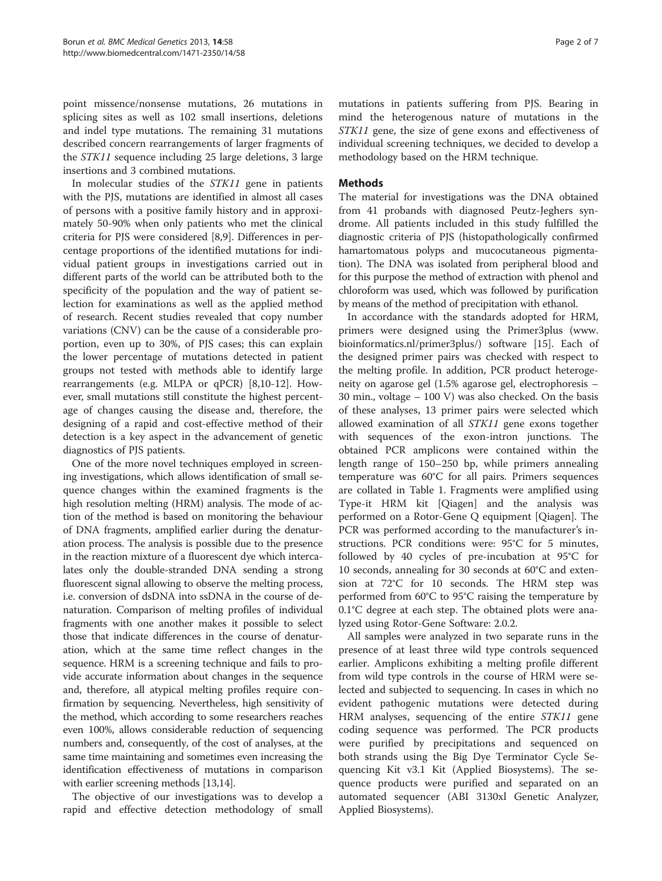point missence/nonsense mutations, 26 mutations in splicing sites as well as 102 small insertions, deletions and indel type mutations. The remaining 31 mutations described concern rearrangements of larger fragments of the *STK11* sequence including 25 large deletions, 3 large insertions and 3 combined mutations.

In molecular studies of the *STK11* gene in patients with the PJS, mutations are identified in almost all cases of persons with a positive family history and in approximately 50-90% when only patients who met the clinical criteria for PJS were considered [8,9]. Differences in percentage proportions of the identified mutations for individual patient groups in investigations carried out in different parts of the world can be attributed both to the specificity of the population and the way of patient selection for examinations as well as the applied method of research. Recent studies revealed that copy number variations (CNV) can be the cause of a considerable proportion, even up to 30%, of PJS cases; this can explain the lower percentage of mutations detected in patient groups not tested with methods able to identify large rearrangements (e.g. MLPA or qPCR) [8,10-12]. However, small mutations still constitute the highest percentage of changes causing the disease and, therefore, the designing of a rapid and cost-effective method of their detection is a key aspect in the advancement of genetic diagnostics of PJS patients.

One of the more novel techniques employed in screening investigations, which allows identification of small sequence changes within the examined fragments is the high resolution melting (HRM) analysis. The mode of action of the method is based on monitoring the behaviour of DNA fragments, amplified earlier during the denaturation process. The analysis is possible due to the presence in the reaction mixture of a fluorescent dye which intercalates only the double-stranded DNA sending a strong fluorescent signal allowing to observe the melting process, i.e. conversion of dsDNA into ssDNA in the course of denaturation. Comparison of melting profiles of individual fragments with one another makes it possible to select those that indicate differences in the course of denaturation, which at the same time reflect changes in the sequence. HRM is a screening technique and fails to provide accurate information about changes in the sequence and, therefore, all atypical melting profiles require confirmation by sequencing. Nevertheless, high sensitivity of the method, which according to some researchers reaches even 100%, allows considerable reduction of sequencing numbers and, consequently, of the cost of analyses, at the same time maintaining and sometimes even increasing the identification effectiveness of mutations in comparison with earlier screening methods [13,14].

The objective of our investigations was to develop a rapid and effective detection methodology of small mutations in patients suffering from PJS. Bearing in mind the heterogenous nature of mutations in the *STK11* gene, the size of gene exons and effectiveness of individual screening techniques, we decided to develop a methodology based on the HRM technique.

## Methods

The material for investigations was the DNA obtained from 41 probands with diagnosed Peutz-Jeghers syndrome. All patients included in this study fulfilled the diagnostic criteria of PJS (histopathologically confirmed hamartomatous polyps and mucocutaneous pigmentation). The DNA was isolated from peripheral blood and for this purpose the method of extraction with phenol and chloroform was used, which was followed by purification by means of the method of precipitation with ethanol.

In accordance with the standards adopted for HRM, primers were designed using the Primer3plus (www.bioinformatics.nl/primer3plus/) software [15]. Each of the designed primer pairs was checked with respect to the melting profile. In addition, PCR product heterogeneity on agarose gel (1.5% agarose gel, electrophoresis – 30 min., voltage – 100 V) was also checked. On the basis of these analyses, 13 primer pairs were selected which allowed examination of all *STK11* gene exons together with sequences of the exon-intron junctions. The obtained PCR amplicons were contained within the length range of 150–250 bp, while primers annealing temperature was 60°C for all pairs. Primers sequences are collated in Table 1. Fragments were amplified using Type-it HRM kit [Qiagen] and the analysis was performed on a Rotor-Gene Q equipment [Qiagen]. The PCR was performed according to the manufacturer's instructions. PCR conditions were: 95°C for 5 minutes, followed by 40 cycles of pre-incubation at 95°C for 10 seconds, annealing for 30 seconds at 60°C and extension at 72°C for 10 seconds. The HRM step was performed from 60°C to 95°C raising the temperature by 0.1°C degree at each step. The obtained plots were analyzed using Rotor-Gene Software: 2.0.2.

All samples were analyzed in two separate runs in the presence of at least three wild type controls sequenced earlier. Amplicons exhibiting a melting profile different from wild type controls in the course of HRM were selected and subjected to sequencing. In cases in which no evident pathogenic mutations were detected during HRM analyses, sequencing of the entire *STK11* gene coding sequence was performed. The PCR products were purified by precipitations and sequenced on both strands using the Big Dye Terminator Cycle Sequencing Kit v3.1 Kit (Applied Biosystems). The sequence products were purified and separated on an automated sequencer (ABI 3130xl Genetic Analyzer, Applied Biosystems).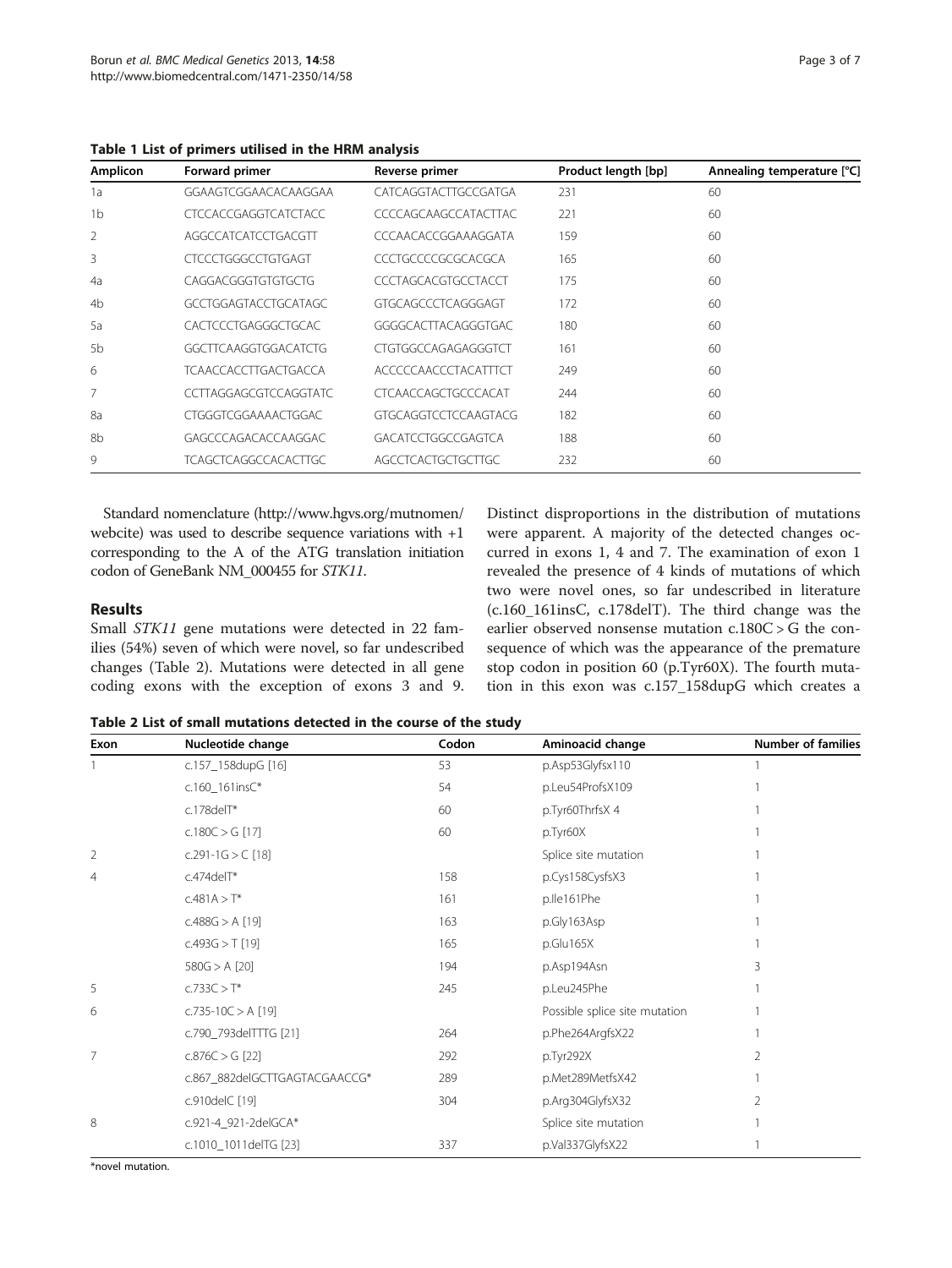**Table 1 List of primers utilised in the HRM analysis**

| Amplicon | Forward primer | Reverse primer | Product length [bp] | Annealing temperature [°C] |
|---|---|---|---|---|
| 1a | GGAAGTCGGAACACAAGGAA | CATCAGGTACTTGCCGATGA | 231 | 60 |
| 1b | CTCCACCGAGGTCATCTACC | CCCCAGCAAGCCATACTTAC | 221 | 60 |
| 2 | AGGCCATCATCCTGACGTT | CCCAACACCGGAAAGGATA | 159 | 60 |
| 3 | CTCCCTGGGCCTGTGAGT | CCCTGCCCCGCGCACGCA | 165 | 60 |
| 4a | CAGGACGGGTGTGTGCTG | CCCTAGCACGTGCCTACCT | 175 | 60 |
| 4b | GCCTGGAGTACCTGCATAGC | GTGCAGCCCTCAGGGAGT | 172 | 60 |
| 5a | CACTCCCTGAGGGCTGCAC | GGGGCACTTACAGGGTGAC | 180 | 60 |
| 5b | GGCTTCAAGGTGGACATCTG | CTGTGGCCAGAGAGGGTCT | 161 | 60 |
| 6 | TCAACCACCTTGACTGACCA | ACCCCCAACCCTACATTTCT | 249 | 60 |
| 7 | CCTTAGGAGCGTCCAGGTATC | CTCAACCAGCTGCCCACAT | 244 | 60 |
| 8a | CTGGGTCGGAAAACTGGAC | GTGCAGGTCCTCCAAGTACG | 182 | 60 |
| 8b | GAGCCCAGACACCAAGGAC | GACATCCTGGCCGAGTCA | 188 | 60 |
| 9 | TCAGCTCAGGCCACACTTGC | AGCCTCACTGCTGCTTGC | 232 | 60 |

Standard nomenclature (http://www.hgvs.org/mutnomen/ webcite) was used to describe sequence variations with +1 corresponding to the A of the ATG translation initiation codon of GeneBank NM_000455 for *STK11*.

## Results

Small *STK11* gene mutations were detected in 22 families (54%) seven of which were novel, so far undescribed changes (Table 2). Mutations were detected in all gene coding exons with the exception of exons 3 and 9. Distinct disproportions in the distribution of mutations were apparent. A majority of the detected changes occurred in exons 1, 4 and 7. The examination of exon 1 revealed the presence of 4 kinds of mutations of which two were novel ones, so far undescribed in literature (c.160_161insC, c.178delT). The third change was the earlier observed nonsense mutation c.180C > G the consequence of which was the appearance of the premature stop codon in position 60 (p.Tyr60X). The fourth mutation in this exon was c.157_158dupG which creates a

**Table 2 List of small mutations detected in the course of the study**

| Exon | Nucleotide change | Codon | Aminoacid change | Number of families |
|---|---|---|---|---|
| 1 | c.157_158dupG [16] | 53 | p.Asp53Glyfsx110 | 1 |
| | c.160_161insC* | 54 | p.Leu54ProfsX109 | 1 |
| | c.178delT* | 60 | p.Tyr60ThrfsX 4 | 1 |
| | c.180C > G [17] | 60 | p.Tyr60X | 1 |
| 2 | c.291-1G > C [18] | | Splice site mutation | 1 |
| 4 | c.474delT* | 158 | p.Cys158CysfsX3 | 1 |
| | c.481A > T* | 161 | p.Ile161Phe | 1 |
| | c.488G > A [19] | 163 | p.Gly163Asp | 1 |
| | c.493G > T [19] | 165 | p.Glu165X | 1 |
| | 580G > A [20] | 194 | p.Asp194Asn | 3 |
| 5 | c.733C > T* | 245 | p.Leu245Phe | 1 |
| 6 | c.735-10C > A [19] | | Possible splice site mutation | 1 |
| | c.790_793delTTTG [21] | 264 | p.Phe264ArgfsX22 | 1 |
| 7 | c.876C > G [22] | 292 | p.Tyr292X | 2 |
| | c.867_882delGCTTGAGTACGAACCG* | 289 | p.Met289MetfsX42 | 1 |
| | c.910delC [19] | 304 | p.Arg304GlyfsX32 | 2 |
| 8 | c.921-4_921-2delGCA* | | Splice site mutation | 1 |
| | c.1010_1011delTG [23] | 337 | p.Val337GlyfsX22 | 1 |

*novel mutation.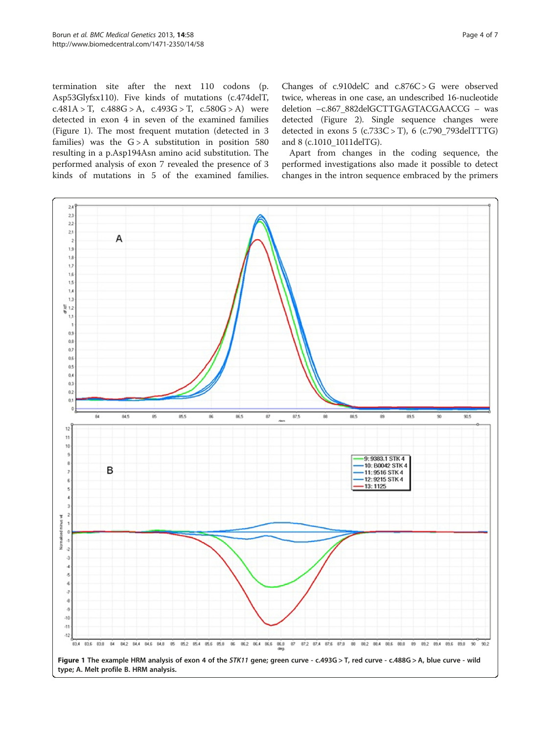termination site after the next 110 codons (p. Asp53Glyfsx110). Five kinds of mutations (c.474delT, c.481A > T, c.488G > A, c.493G > T, c.580G > A) were detected in exon 4 in seven of the examined families (Figure 1). The most frequent mutation (detected in 3 families) was the G > A substitution in position 580 resulting in a p.Asp194Asn amino acid substitution. The performed analysis of exon 7 revealed the presence of 3 kinds of mutations in 5 of the examined families. Changes of c.910delC and c.876C > G were observed twice, whereas in one case, an undescribed 16-nucleotide deletion –c.867_882delGCTTGAGTACGAACCG – was detected (Figure 2). Single sequence changes were detected in exons 5 (c.733C > T), 6 (c.790_793delTTTG) and 8 (c.1010_1011delTG).

Apart from changes in the coding sequence, the performed investigations also made it possible to detect changes in the intron sequence embraced by the primers

A

B

9: 9383.1 STK 4
10: B0042 STK 4
11: 9516 STK 4
12: 9215 STK 4
13: 1125

**Figure 1** The example HRM analysis of exon 4 of the *STK11* gene; green curve - c.493G > T, red curve - c.488G > A, blue curve - wild type; A. Melt profile B. HRM analysis.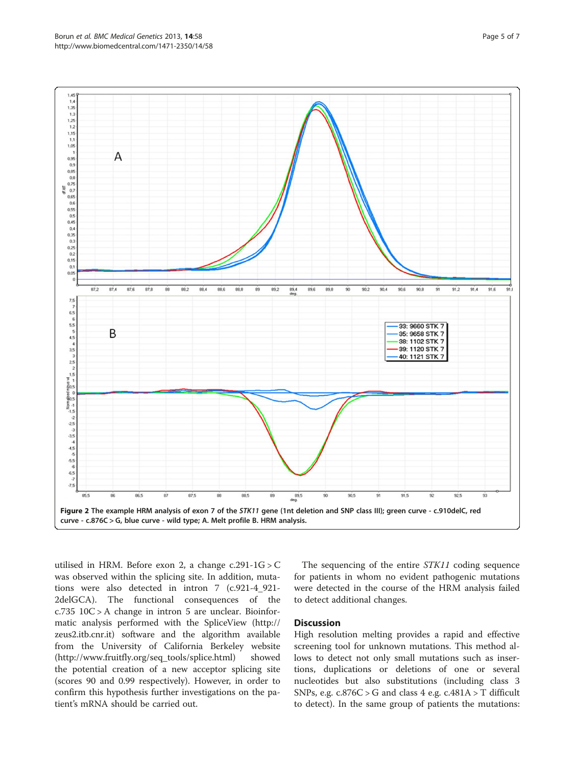A

B

33: 9660 STK 7
35: 9658 STK 7
38: 1102 STK 7
39: 1120 STK 7
40: 1121 STK 7

**Figure 2 The example HRM analysis of exon 7 of the *STK11* gene (1nt deletion and SNP class III); green curve - c.910delC, red curve - c.876C > G, blue curve - wild type; A. Melt profile B. HRM analysis.**

utilised in HRM. Before exon 2, a change c.291-1G > C was observed within the splicing site. In addition, mutations were also detected in intron 7 (c.921-4_921-2delGCA). The functional consequences of the c.735 10C > A change in intron 5 are unclear. Bioinformatic analysis performed with the SpliceView (http://zeus2.itb.cnr.it) software and the algorithm available from the University of California Berkeley website (http://www.fruitfly.org/seq_tools/splice.html) showed the potential creation of a new acceptor splicing site (scores 90 and 0.99 respectively). However, in order to confirm this hypothesis further investigations on the patient's mRNA should be carried out.

The sequencing of the entire *STK11* coding sequence for patients in whom no evident pathogenic mutations were detected in the course of the HRM analysis failed to detect additional changes.

## Discussion

High resolution melting provides a rapid and effective screening tool for unknown mutations. This method allows to detect not only small mutations such as insertions, duplications or deletions of one or several nucleotides but also substitutions (including class 3 SNPs, e.g. c.876C > G and class 4 e.g. c.481A > T difficult to detect). In the same group of patients the mutations: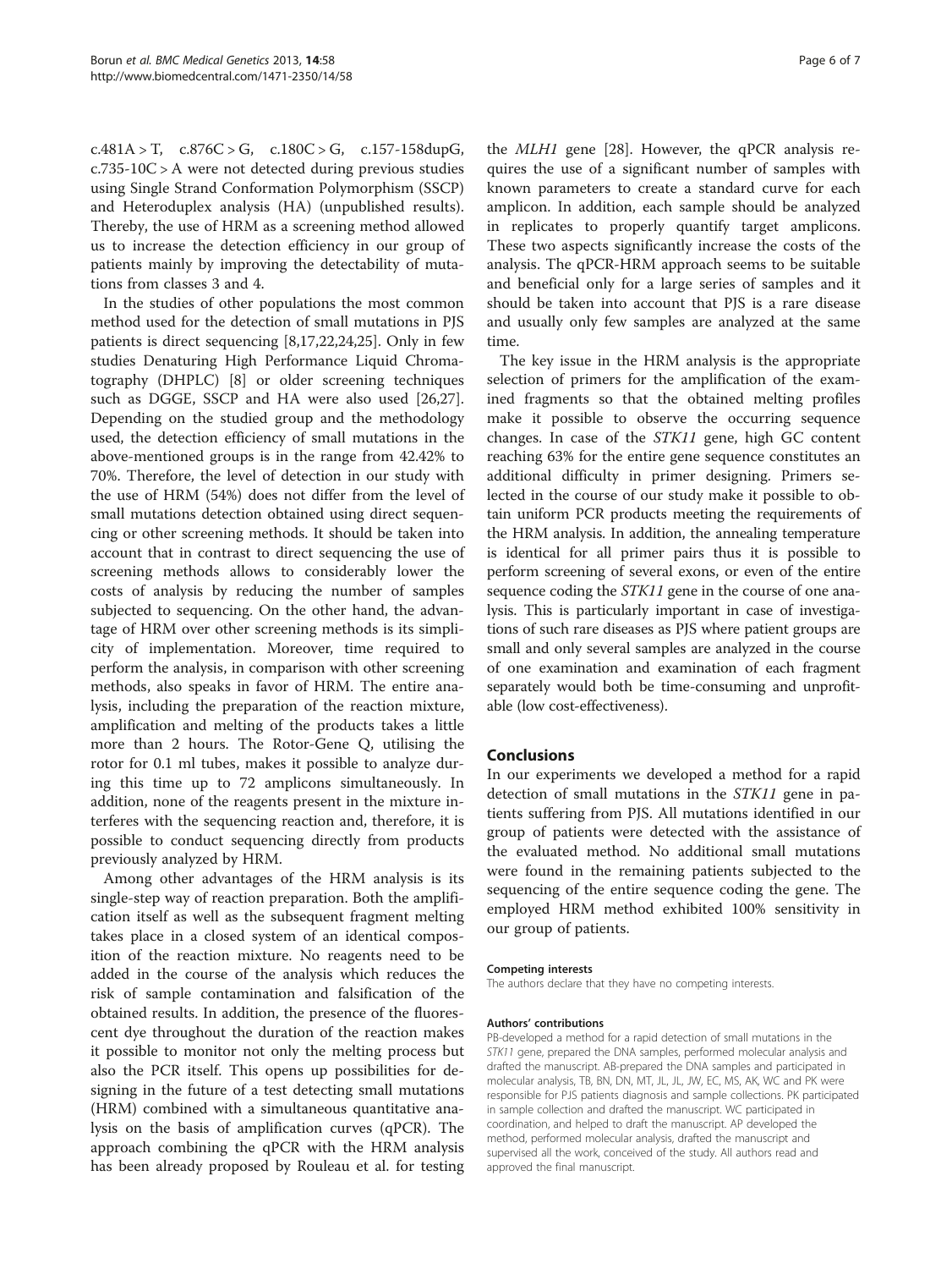c.481A > T, c.876C > G, c.180C > G, c.157-158dupG, c.735-10C > A were not detected during previous studies using Single Strand Conformation Polymorphism (SSCP) and Heteroduplex analysis (HA) (unpublished results). Thereby, the use of HRM as a screening method allowed us to increase the detection efficiency in our group of patients mainly by improving the detectability of mutations from classes 3 and 4.

In the studies of other populations the most common method used for the detection of small mutations in PJS patients is direct sequencing [8,17,22,24,25]. Only in few studies Denaturing High Performance Liquid Chromatography (DHPLC) [8] or older screening techniques such as DGGE, SSCP and HA were also used [26,27]. Depending on the studied group and the methodology used, the detection efficiency of small mutations in the above-mentioned groups is in the range from 42.42% to 70%. Therefore, the level of detection in our study with the use of HRM (54%) does not differ from the level of small mutations detection obtained using direct sequencing or other screening methods. It should be taken into account that in contrast to direct sequencing the use of screening methods allows to considerably lower the costs of analysis by reducing the number of samples subjected to sequencing. On the other hand, the advantage of HRM over other screening methods is its simplicity of implementation. Moreover, time required to perform the analysis, in comparison with other screening methods, also speaks in favor of HRM. The entire analysis, including the preparation of the reaction mixture, amplification and melting of the products takes a little more than 2 hours. The Rotor-Gene Q, utilising the rotor for 0.1 ml tubes, makes it possible to analyze during this time up to 72 amplicons simultaneously. In addition, none of the reagents present in the mixture interferes with the sequencing reaction and, therefore, it is possible to conduct sequencing directly from products previously analyzed by HRM.

Among other advantages of the HRM analysis is its single-step way of reaction preparation. Both the amplification itself as well as the subsequent fragment melting takes place in a closed system of an identical composition of the reaction mixture. No reagents need to be added in the course of the analysis which reduces the risk of sample contamination and falsification of the obtained results. In addition, the presence of the fluorescent dye throughout the duration of the reaction makes it possible to monitor not only the melting process but also the PCR itself. This opens up possibilities for designing in the future of a test detecting small mutations (HRM) combined with a simultaneous quantitative analysis on the basis of amplification curves (qPCR). The approach combining the qPCR with the HRM analysis has been already proposed by Rouleau et al. for testing the *MLH1* gene [28]. However, the qPCR analysis requires the use of a significant number of samples with known parameters to create a standard curve for each amplicon. In addition, each sample should be analyzed in replicates to properly quantify target amplicons. These two aspects significantly increase the costs of the analysis. The qPCR-HRM approach seems to be suitable and beneficial only for a large series of samples and it should be taken into account that PJS is a rare disease and usually only few samples are analyzed at the same time.

The key issue in the HRM analysis is the appropriate selection of primers for the amplification of the examined fragments so that the obtained melting profiles make it possible to observe the occurring sequence changes. In case of the *STK11* gene, high GC content reaching 63% for the entire gene sequence constitutes an additional difficulty in primer designing. Primers selected in the course of our study make it possible to obtain uniform PCR products meeting the requirements of the HRM analysis. In addition, the annealing temperature is identical for all primer pairs thus it is possible to perform screening of several exons, or even of the entire sequence coding the *STK11* gene in the course of one analysis. This is particularly important in case of investigations of such rare diseases as PJS where patient groups are small and only several samples are analyzed in the course of one examination and examination of each fragment separately would both be time-consuming and unprofitable (low cost-effectiveness).

## Conclusions

In our experiments we developed a method for a rapid detection of small mutations in the *STK11* gene in patients suffering from PJS. All mutations identified in our group of patients were detected with the assistance of the evaluated method. No additional small mutations were found in the remaining patients subjected to the sequencing of the entire sequence coding the gene. The employed HRM method exhibited 100% sensitivity in our group of patients.

#### Competing interests

The authors declare that they have no competing interests.

#### Authors' contributions

PB-developed a method for a rapid detection of small mutations in the *STK11* gene, prepared the DNA samples, performed molecular analysis and drafted the manuscript. AB-prepared the DNA samples and participated in molecular analysis, TB, BN, DN, MT, JL, JL, JW, EC, MS, AK, WC and PK were responsible for PJS patients diagnosis and sample collections. PK participated in sample collection and drafted the manuscript. WC participated in coordination, and helped to draft the manuscript. AP developed the method, performed molecular analysis, drafted the manuscript and supervised all the work, conceived of the study. All authors read and approved the final manuscript.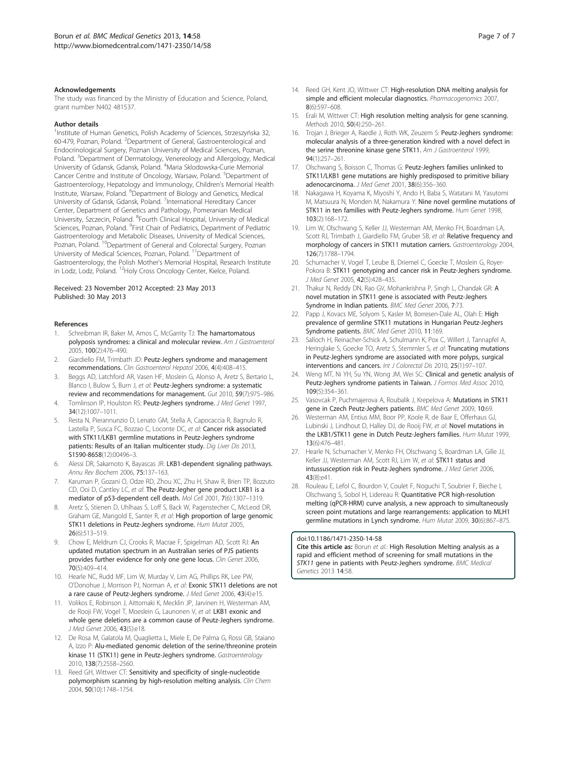#### Acknowledgements

The study was financed by the Ministry of Education and Science, Poland, grant number N402 481537.

#### Author details

[1]Institute of Human Genetics, Polish Academy of Sciences, Strzeszyńska 32, 60-479, Poznan, Poland. [2]Department of General, Gastroenterological and Endocrinological Surgery, Poznan University of Medical Sciences, Poznan, Poland. [3]Department of Dermatology, Venereology and Allergology, Medical University of Gdansk, Gdansk, Poland. [4]Maria Sklodowska-Curie Memorial Cancer Centre and Institute of Oncology, Warsaw, Poland. [5]Department of Gastroenterology, Hepatology and Immunology, Children's Memorial Health Institute, Warsaw, Poland. [6]Department of Biology and Genetics, Medical University of Gdansk, Gdansk, Poland. [7]International Hereditary Cancer Center, Department of Genetics and Pathology, Pomeranian Medical University, Szczecin, Poland. [8]Fourth Clinical Hospital, University of Medical Sciences, Poznan, Poland. [9]First Chair of Pediatrics, Department of Pediatric Gastroenterology and Metabolic Diseases, University of Medical Sciences, Poznan, Poland. [10]Department of General and Colorectal Surgery, Poznan University of Medical Sciences, Poznan, Poland. [11]Department of Gastroenterology, the Polish Mother's Memorial Hospital, Research Institute in Lodz, Lodz, Poland. [12]Holy Cross Oncology Center, Kielce, Poland.

Received: 23 November 2012 Accepted: 23 May 2013
Published: 30 May 2013

#### References

1. Schreibman IR, Baker M, Amos C, McGarrity TJ: **The hamartomatous polyposis syndromes: a clinical and molecular review.** *Am J Gastroenterol* 2005, **100**(2):476–490.
2. Giardiello FM, Trimbath JD: **Peutz-Jeghers syndrome and management recommendations.** *Clin Gastroenterol Hepatol* 2006, **4**(4):408–415.
3. Beggs AD, Latchford AR, Vasen HF, Moslein G, Alonso A, Aretz S, Bertario L, Blanco I, Bulow S, Burn J, *et al*: **Peutz-Jeghers syndrome: a systematic review and recommendations for management.** *Gut* 2010, **59**(7):975–986.
4. Tomlinson IP, Houlston RS: **Peutz-Jeghers syndrome.** *J Med Genet* 1997, **34**(12):1007–1011.
5. Resta N, Pierannunzio D, Lenato GM, Stella A, Capocaccia R, Bagnulo R, Lastella P, Susca FC, Bozzao C, Loconte DC, *et al*: **Cancer risk associated with STK11/LKB1 germline mutations in Peutz-Jeghers syndrome patients: Results of an Italian multicenter study.** *Dig Liver Dis* 2013, **S1590-8658**(12):00496–3.
6. Alessi DR, Sakamoto K, Bayascas JR: **LKB1-dependent signaling pathways.** *Annu Rev Biochem* 2006, **75:**137–163.
7. Karuman P, Gozani O, Odze RD, Zhou XC, Zhu H, Shaw R, Brien TP, Bozzuto CD, Ooi D, Cantley LC, *et al*: **The Peutz-Jegher gene product LKB1 is a mediator of p53-dependent cell death.** *Mol Cell* 2001, **7**(6):1307–1319.
8. Aretz S, Stienen D, Uhlhaas S, Loff S, Back W, Pagenstecher C, McLeod DR, Graham GE, Mangold E, Santer R, *et al*: **High proportion of large genomic STK11 deletions in Peutz-Jeghers syndrome.** *Hum Mutat* 2005, **26**(6):513–519.
9. Chow E, Meldrum CJ, Crooks R, Macrae F, Spigelman AD, Scott RJ: **An updated mutation spectrum in an Australian series of PJS patients provides further evidence for only one gene locus.** *Clin Genet* 2006, **70**(5):409–414.
10. Hearle NC, Rudd MF, Lim W, Murday V, Lim AG, Phillips RK, Lee PW, O'Donohue J, Morrison PJ, Norman A, *et al*: **Exonic STK11 deletions are not a rare cause of Peutz-Jeghers syndrome.** *J Med Genet* 2006, **43**(4):e15.
11. Volikos E, Robinson J, Aittomaki K, Mecklin JP, Jarvinen H, Westerman AM, de Rooji FW, Vogel T, Moeslein G, Launonen V, *et al*: **LKB1 exonic and whole gene deletions are a common cause of Peutz-Jeghers syndrome.** *J Med Genet* 2006, **43**(5):e18.
12. De Rosa M, Galatola M, Quaglietta L, Miele E, De Palma G, Rossi GB, Staiano A, Izzo P: **Alu-mediated genomic deletion of the serine/threonine protein kinase 11 (STK11) gene in Peutz-Jeghers syndrome.** *Gastroenterology* 2010, **138**(7):2558–2560.
13. Reed GH, Wittwer CT: **Sensitivity and specificity of single-nucleotide polymorphism scanning by high-resolution melting analysis.** *Clin Chem* 2004, **50**(10):1748–1754.
14. Reed GH, Kent JO, Wittwer CT: **High-resolution DNA melting analysis for simple and efficient molecular diagnostics.** *Pharmacogenomics* 2007, **8**(6):597–608.
15. Erali M, Wittwer CT: **High resolution melting analysis for gene scanning.** *Methods* 2010, **50**(4):250–261.
16. Trojan J, Brieger A, Raedle J, Roth WK, Zeuzem S: **Peutz-Jeghers syndrome: molecular analysis of a three-generation kindred with a novel defect in the serine threonine kinase gene STK11.** *Am J Gastroenterol* 1999, **94**(1):257–261.
17. Olschwang S, Boisson C, Thomas G: **Peutz-Jeghers families unlinked to STK11/LKB1 gene mutations are highly predisposed to primitive biliary adenocarcinoma.** *J Med Genet* 2001, **38**(6):356–360.
18. Nakagawa H, Koyama K, Miyoshi Y, Ando H, Baba S, Watatani M, Yasutomi M, Matsuura N, Monden M, Nakamura Y: **Nine novel germline mutations of STK11 in ten families with Peutz-Jeghers syndrome.** *Hum Genet* 1998, **103**(2):168–172.
19. Lim W, Olschwang S, Keller JJ, Westerman AM, Menko FH, Boardman LA, Scott RJ, Trimbath J, Giardiello FM, Gruber SB, *et al*: **Relative frequency and morphology of cancers in STK11 mutation carriers.** *Gastroenterology* 2004, **126**(7):1788–1794.
20. Schumacher V, Vogel T, Leube B, Driemel C, Goecke T, Moslein G, Royer-Pokora B: **STK11 genotyping and cancer risk in Peutz-Jeghers syndrome.** *J Med Genet* 2005, **42**(5):428–435.
21. Thakur N, Reddy DN, Rao GV, Mohankrishna P, Singh L, Chandak GR: **A novel mutation in STK11 gene is associated with Peutz-Jeghers Syndrome in Indian patients.** *BMC Med Genet* 2006, **7**:73.
22. Papp J, Kovacs ME, Solyom S, Kasler M, Borresen-Dale AL, Olah E: **High prevalence of germline STK11 mutations in Hungarian Peutz-Jeghers Syndrome patients.** *BMC Med Genet* 2010, **11**:169.
23. Salloch H, Reinacher-Schick A, Schulmann K, Pox C, Willert J, Tannapfel A, Heringlake S, Goecke TO, Aretz S, Stemmler S, *et al*: **Truncating mutations in Peutz-Jeghers syndrome are associated with more polyps, surgical interventions and cancers.** *Int J Colorectal Dis* 2010, **25**(1):97–107.
24. Weng MT, Ni YH, Su YN, Wong JM, Wei SC: **Clinical and genetic analysis of Peutz-Jeghers syndrome patients in Taiwan.** *J Formos Med Assoc* 2010, **109**(5):354–361.
25. Vasovcak P, Puchmajerova A, Roubalik J, Krepelova A: **Mutations in STK11 gene in Czech Peutz-Jeghers patients.** *BMC Med Genet* 2009, **10**:69.
26. Westerman AM, Entius MM, Boor PP, Koole R, de Baar E, Offerhaus GJ, Lubinski J, Lindhout D, Halley DJ, de Rooij FW, *et al*: **Novel mutations in the LKB1/STK11 gene in Dutch Peutz-Jeghers families.** *Hum Mutat* 1999, **13**(6):476–481.
27. Hearle N, Schumacher V, Menko FH, Olschwang S, Boardman LA, Gille JJ, Keller JJ, Westerman AM, Scott RJ, Lim W, *et al*: **STK11 status and intussusception risk in Peutz-Jeghers syndrome.** *J Med Genet* 2006, **43**(8):e41.
28. Rouleau E, Lefol C, Bourdon V, Coulet F, Noguchi T, Soubrier F, Bieche I, Olschwang S, Sobol H, Lidereau R: **Quantitative PCR high-resolution melting (qPCR-HRM) curve analysis, a new approach to simultaneously screen point mutations and large rearrangements: application to MLH1 germline mutations in Lynch syndrome.** *Hum Mutat* 2009, **30**(6):867–875.

doi:10.1186/1471-2350-14-58

**Cite this article as:** Borun *et al.*: High Resolution Melting analysis as a rapid and efficient method of screening for small mutations in the *STK11* gene in patients with Peutz-Jeghers syndrome. *BMC Medical Genetics* 2013 **14**:58.